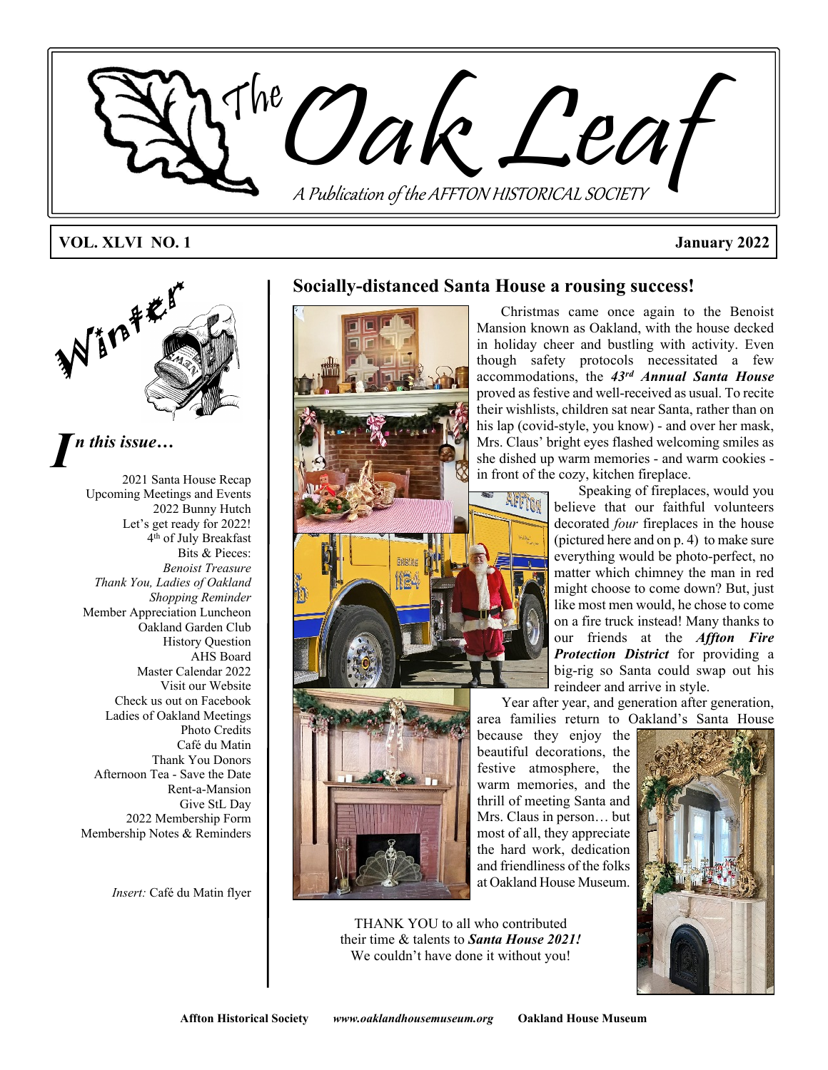# The Oak Leaf

A Publication of the AFFTON HISTORICAL SOCIETY

**VOL. XLVI NO. 1** **January 2022**

Winter

## *In this issue…*

- 2021 Santa House Recap
- Upcoming Meetings and Events
- 2022 Bunny Hutch
- Let's get ready for 2022!
- 4th of July Breakfast
- Bits & Pieces:
  - *Benoist Treasure*
  - *Thank You, Ladies of Oakland*
  - *Shopping Reminder*
- Member Appreciation Luncheon
- Oakland Garden Club
- History Question
- AHS Board
- Master Calendar 2022
- Visit our Website
- Check us out on Facebook
- Ladies of Oakland Meetings
- Photo Credits
- Café du Matin
- Thank You Donors
- Afternoon Tea - Save the Date
- Rent-a-Mansion
- Give StL Day
- 2022 Membership Form
- Membership Notes & Reminders

*Insert:* Café du Matin flyer

## Socially-distanced Santa House a rousing success!

Christmas came once again to the Benoist Mansion known as Oakland, with the house decked in holiday cheer and bustling with activity. Even though safety protocols necessitated a few accommodations, the ***43rd Annual Santa House*** proved as festive and well-received as usual. To recite their wishlists, children sat near Santa, rather than on his lap (covid-style, you know) - and over her mask, Mrs. Claus' bright eyes flashed welcoming smiles as she dished up warm memories - and warm cookies - in front of the cozy, kitchen fireplace.

Speaking of fireplaces, would you believe that our faithful volunteers decorated *four* fireplaces in the house (pictured here and on p. 4) to make sure everything would be photo-perfect, no matter which chimney the man in red might choose to come down? But, just like most men would, he chose to come on a fire truck instead! Many thanks to our friends at the ***Affton Fire Protection District*** for providing a big-rig so Santa could swap out his reindeer and arrive in style.

Year after year, and generation after generation, area families return to Oakland's Santa House because they enjoy the beautiful decorations, the festive atmosphere, the warm memories, and the thrill of meeting Santa and Mrs. Claus in person… but most of all, they appreciate the hard work, dedication and friendliness of the folks at Oakland House Museum.

THANK YOU to all who contributed their time & talents to ***Santa House 2021!*** We couldn't have done it without you!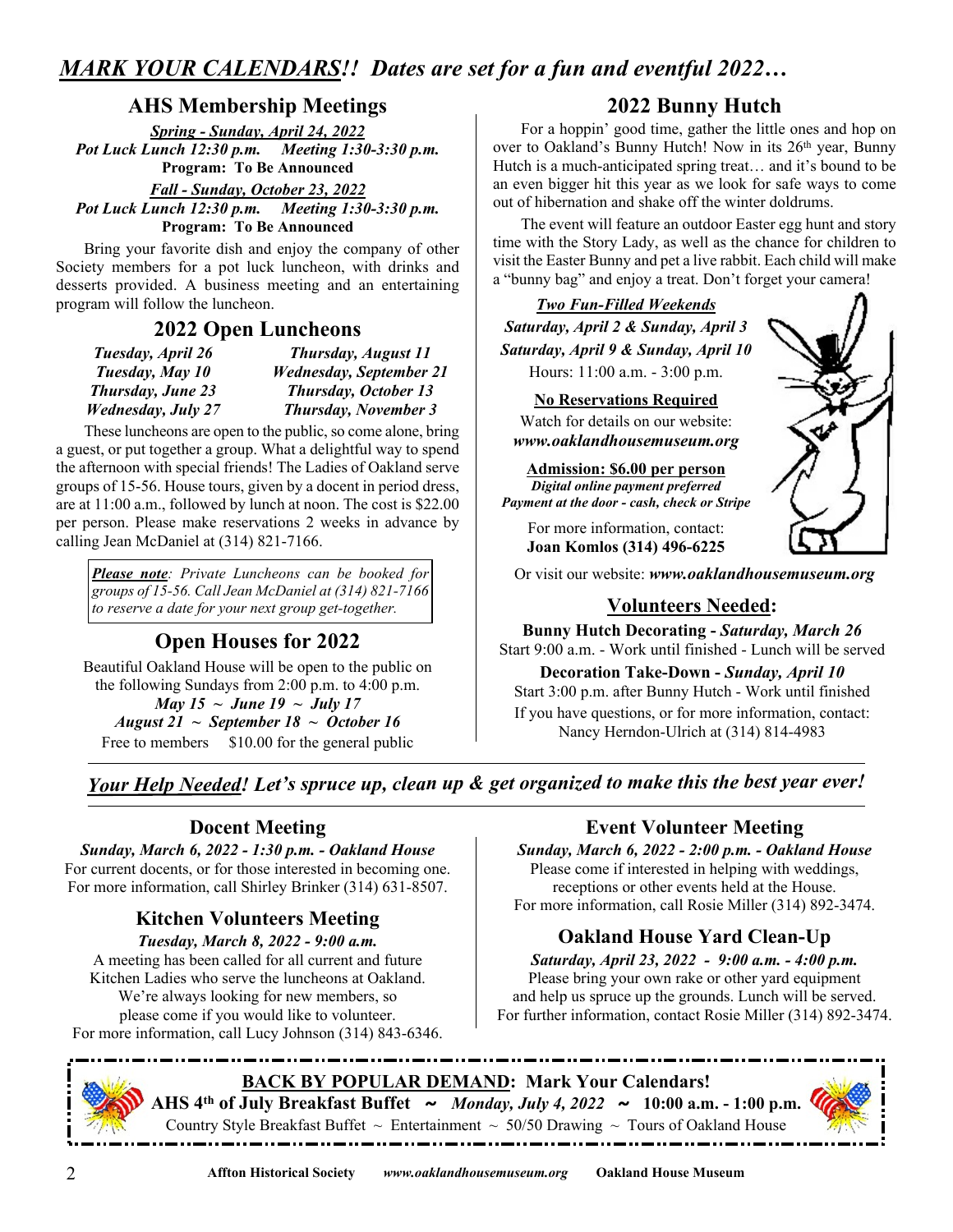# *MARK YOUR CALENDARS!! Dates are set for a fun and eventful 2022…*

## AHS Membership Meetings

***Spring - Sunday, April 24, 2022***
***Pot Luck Lunch 12:30 p.m. Meeting 1:30-3:30 p.m.***
**Program: To Be Announced**

***Fall - Sunday, October 23, 2022***
***Pot Luck Lunch 12:30 p.m. Meeting 1:30-3:30 p.m.***
**Program: To Be Announced**

Bring your favorite dish and enjoy the company of other Society members for a pot luck luncheon, with drinks and desserts provided. A business meeting and an entertaining program will follow the luncheon.

## 2022 Open Luncheons

| | |
|---|---|
| *Tuesday, April 26* | *Thursday, August 11* |
| *Tuesday, May 10* | *Wednesday, September 21* |
| *Thursday, June 23* | *Thursday, October 13* |
| *Wednesday, July 27* | *Thursday, November 3* |

These luncheons are open to the public, so come alone, bring a guest, or put together a group. What a delightful way to spend the afternoon with special friends! The Ladies of Oakland serve groups of 15-56. House tours, given by a docent in period dress, are at 11:00 a.m., followed by lunch at noon. The cost is $22.00 per person. Please make reservations 2 weeks in advance by calling Jean McDaniel at (314) 821-7166.

> ***Please note**: Private Luncheons can be booked for groups of 15-56. Call Jean McDaniel at (314) 821-7166 to reserve a date for your next group get-together.*

## Open Houses for 2022

Beautiful Oakland House will be open to the public on the following Sundays from 2:00 p.m. to 4:00 p.m.

***May 15 ~ June 19 ~ July 17***
***August 21 ~ September 18 ~ October 16***

Free to members $10.00 for the general public

## 2022 Bunny Hutch

For a hoppin' good time, gather the little ones and hop on over to Oakland's Bunny Hutch! Now in its 26th year, Bunny Hutch is a much-anticipated spring treat… and it's bound to be an even bigger hit this year as we look for safe ways to come out of hibernation and shake off the winter doldrums.

The event will feature an outdoor Easter egg hunt and story time with the Story Lady, as well as the chance for children to visit the Easter Bunny and pet a live rabbit. Each child will make a "bunny bag" and enjoy a treat. Don't forget your camera!

***Two Fun-Filled Weekends***
***Saturday, April 2 & Sunday, April 3***
***Saturday, April 9 & Sunday, April 10***
Hours: 11:00 a.m. - 3:00 p.m.

**No Reservations Required**
Watch for details on our website:
***www.oaklandhousemuseum.org***

**Admission: $6.00 per person**
***Digital online payment preferred***
***Payment at the door - cash, check or Stripe***

For more information, contact:
**Joan Komlos (314) 496-6225**

Or visit our website: ***www.oaklandhousemuseum.org***

## Volunteers Needed:

**Bunny Hutch Decorating - *Saturday, March 26***
Start 9:00 a.m. - Work until finished - Lunch will be served

**Decoration Take-Down - *Sunday, April 10***
Start 3:00 p.m. after Bunny Hutch - Work until finished

If you have questions, or for more information, contact:
Nancy Herndon-Ulrich at (314) 814-4983

---

## *Your Help Needed! Let's spruce up, clean up & get organized to make this the best year ever!*

---

### Docent Meeting

***Sunday, March 6, 2022 - 1:30 p.m. - Oakland House***
For current docents, or for those interested in becoming one.
For more information, call Shirley Brinker (314) 631-8507.

### Kitchen Volunteers Meeting

***Tuesday, March 8, 2022 - 9:00 a.m.***
A meeting has been called for all current and future Kitchen Ladies who serve the luncheons at Oakland. We're always looking for new members, so please come if you would like to volunteer.
For more information, call Lucy Johnson (314) 843-6346.

### Event Volunteer Meeting

***Sunday, March 6, 2022 - 2:00 p.m. - Oakland House***
Please come if interested in helping with weddings, receptions or other events held at the House.
For more information, call Rosie Miller (314) 892-3474.

### Oakland House Yard Clean-Up

***Saturday, April 23, 2022 - 9:00 a.m. - 4:00 p.m.***
Please bring your own rake or other yard equipment and help us spruce up the grounds. Lunch will be served.
For further information, contact Rosie Miller (314) 892-3474.

---

**BACK BY POPULAR DEMAND: Mark Your Calendars!**

**AHS 4th of July Breakfast Buffet ~ *Monday, July 4, 2022* ~ 10:00 a.m. - 1:00 p.m.**

Country Style Breakfast Buffet ~ Entertainment ~ 50/50 Drawing ~ Tours of Oakland House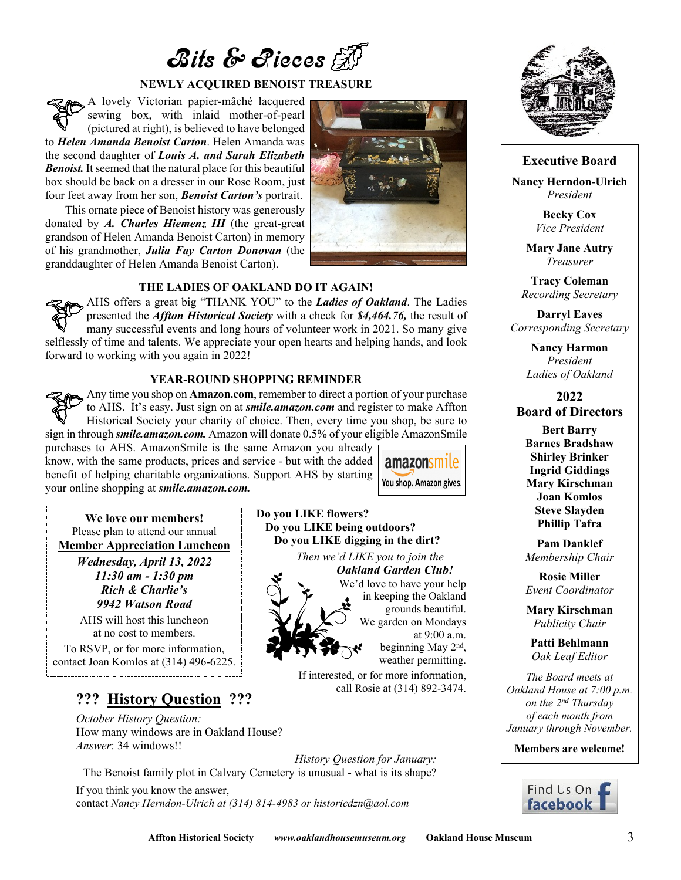# Bits & Pieces

## NEWLY ACQUIRED BENOIST TREASURE

A lovely Victorian papier-mâché lacquered sewing box, with inlaid mother-of-pearl (pictured at right), is believed to have belonged to ***Helen Amanda Benoist Carton***. Helen Amanda was the second daughter of ***Louis A. and Sarah Elizabeth Benoist.*** It seemed that the natural place for this beautiful box should be back on a dresser in our Rose Room, just four feet away from her son, ***Benoist Carton's*** portrait.

This ornate piece of Benoist history was generously donated by ***A. Charles Hiemenz III*** (the great-great grandson of Helen Amanda Benoist Carton) in memory of his grandmother, ***Julia Fay Carton Donovan*** (the granddaughter of Helen Amanda Benoist Carton).

## THE LADIES OF OAKLAND DO IT AGAIN!

AHS offers a great big "THANK YOU" to the ***Ladies of Oakland***. The Ladies presented the ***Affton Historical Society*** with a check for ***$4,464.76,*** the result of many successful events and long hours of volunteer work in 2021. So many give selflessly of time and talents. We appreciate your open hearts and helping hands, and look forward to working with you again in 2022!

## YEAR-ROUND SHOPPING REMINDER

Any time you shop on **Amazon.com**, remember to direct a portion of your purchase to AHS. It's easy. Just sign on at ***smile.amazon.com*** and register to make Affton Historical Society your charity of choice. Then, every time you shop, be sure to sign in through ***smile.amazon.com.*** Amazon will donate 0.5% of your eligible AmazonSmile purchases to AHS. AmazonSmile is the same Amazon you already know, with the same products, prices and service - but with the added benefit of helping charitable organizations. Support AHS by starting your online shopping at ***smile.amazon.com.***

amazonsmile — You shop. Amazon gives.

**We love our members!**
Please plan to attend our annual
**Member Appreciation Luncheon**
***Wednesday, April 13, 2022***
***11:30 am - 1:30 pm***
***Rich & Charlie's***
***9942 Watson Road***
AHS will host this luncheon at no cost to members.
To RSVP, or for more information, contact Joan Komlos at (314) 496-6225.

**Do you LIKE flowers?**
**Do you LIKE being outdoors?**
**Do you LIKE digging in the dirt?**

*Then we'd LIKE you to join the* ***Oakland Garden Club!***

We'd love to have your help in keeping the Oakland grounds beautiful. We garden on Mondays at 9:00 a.m. beginning May 2nd, weather permitting.

If interested, or for more information, call Rosie at (314) 892-3474.

## ??? History Question ???

*October History Question:*
How many windows are in Oakland House?
*Answer*: 34 windows!!

*History Question for January:*
The Benoist family plot in Calvary Cemetery is unusual - what is its shape?

If you think you know the answer,
contact *Nancy Herndon-Ulrich at (314) 814-4983 or historicdzn@aol.com*

---

### Executive Board

**Nancy Herndon-Ulrich**
*President*

**Becky Cox**
*Vice President*

**Mary Jane Autry**
*Treasurer*

**Tracy Coleman**
*Recording Secretary*

**Darryl Eaves**
*Corresponding Secretary*

**Nancy Harmon**
*President*
*Ladies of Oakland*

### 2022 Board of Directors

**Bert Barry**
**Barnes Bradshaw**
**Shirley Brinker**
**Ingrid Giddings**
**Mary Kirschman**
**Joan Komlos**
**Steve Slayden**
**Phillip Tafra**

**Pam Danklef**
*Membership Chair*

**Rosie Miller**
*Event Coordinator*

**Mary Kirschman**
*Publicity Chair*

**Patti Behlmann**
*Oak Leaf Editor*

*The Board meets at Oakland House at 7:00 p.m. on the 2nd Thursday of each month from January through November.*

**Members are welcome!**

Find Us On facebook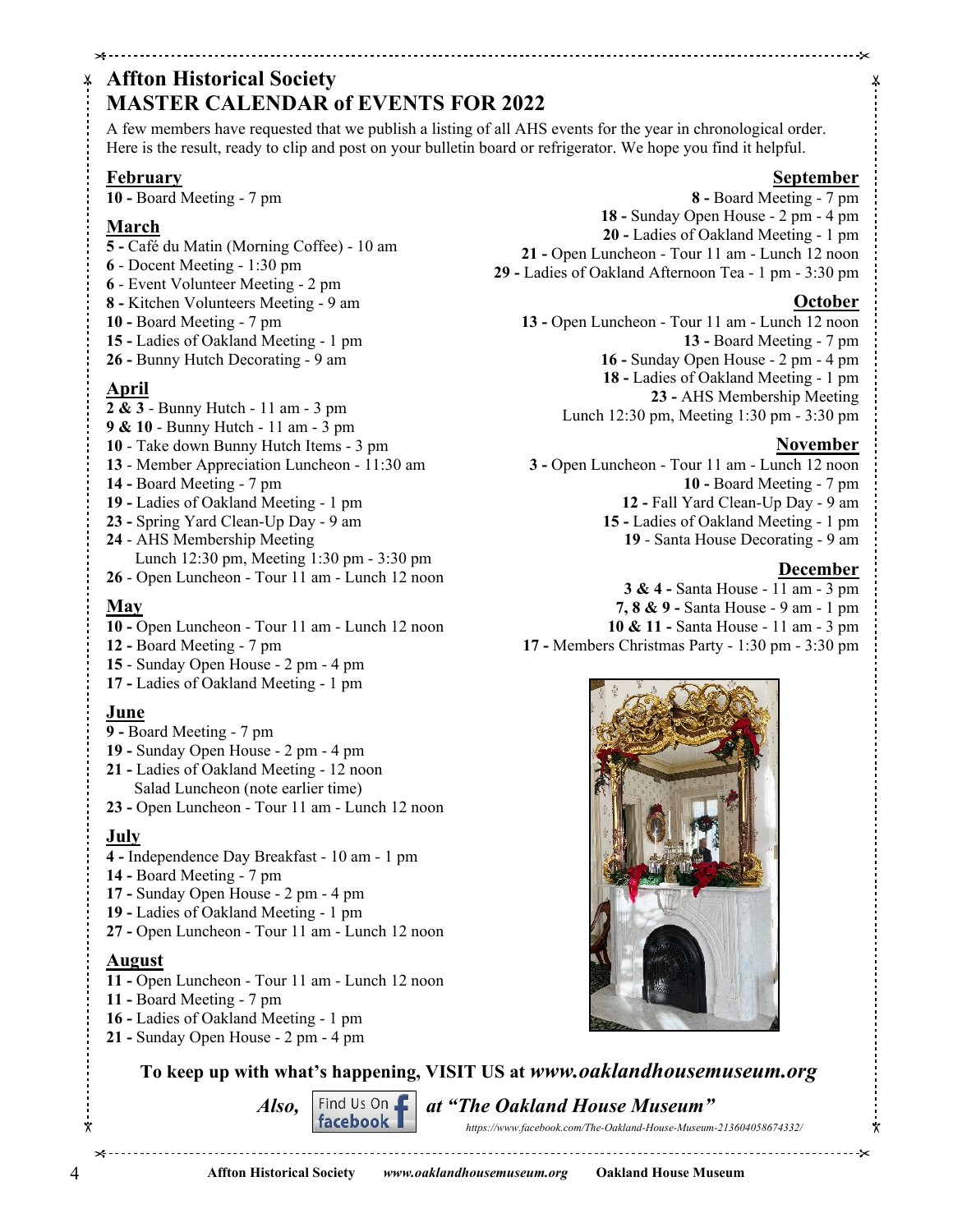# Affton Historical Society
# MASTER CALENDAR of EVENTS FOR 2022

A few members have requested that we publish a listing of all AHS events for the year in chronological order. Here is the result, ready to clip and post on your bulletin board or refrigerator. We hope you find it helpful.

## February

**10 -** Board Meeting - 7 pm

## March

**5 -** Café du Matin (Morning Coffee) - 10 am
**6** - Docent Meeting - 1:30 pm
**6** - Event Volunteer Meeting - 2 pm
**8 -** Kitchen Volunteers Meeting - 9 am
**10 -** Board Meeting - 7 pm
**15 -** Ladies of Oakland Meeting - 1 pm
**26 -** Bunny Hutch Decorating - 9 am

## April

**2 & 3** - Bunny Hutch - 11 am - 3 pm
**9 & 10** - Bunny Hutch - 11 am - 3 pm
**10** - Take down Bunny Hutch Items - 3 pm
**13** - Member Appreciation Luncheon - 11:30 am
**14** - Board Meeting - 7 pm
**19** - Ladies of Oakland Meeting - 1 pm
**23** - Spring Yard Clean-Up Day - 9 am
**24** - AHS Membership Meeting
Lunch 12:30 pm, Meeting 1:30 pm - 3:30 pm
**26** - Open Luncheon - Tour 11 am - Lunch 12 noon

## May

**10** - Open Luncheon - Tour 11 am - Lunch 12 noon
**12** - Board Meeting - 7 pm
**15** - Sunday Open House - 2 pm - 4 pm
**17 -** Ladies of Oakland Meeting - 1 pm

## June

**9 -** Board Meeting - 7 pm
**19 -** Sunday Open House - 2 pm - 4 pm
**21 -** Ladies of Oakland Meeting - 12 noon
Salad Luncheon (note earlier time)
**23 -** Open Luncheon - Tour 11 am - Lunch 12 noon

## July

**4 -** Independence Day Breakfast - 10 am - 1 pm
**14 -** Board Meeting - 7 pm
**17 -** Sunday Open House - 2 pm - 4 pm
**19 -** Ladies of Oakland Meeting - 1 pm
**27 -** Open Luncheon - Tour 11 am - Lunch 12 noon

## August

**11 -** Open Luncheon - Tour 11 am - Lunch 12 noon
**11 -** Board Meeting - 7 pm
**16 -** Ladies of Oakland Meeting - 1 pm
**21 -** Sunday Open House - 2 pm - 4 pm

## September

**8 -** Board Meeting - 7 pm
**18 -** Sunday Open House - 2 pm - 4 pm
**20 -** Ladies of Oakland Meeting - 1 pm
**21 -** Open Luncheon - Tour 11 am - Lunch 12 noon
**29 -** Ladies of Oakland Afternoon Tea - 1 pm - 3:30 pm

## October

**13 -** Open Luncheon - Tour 11 am - Lunch 12 noon
**13 -** Board Meeting - 7 pm
**16 -** Sunday Open House - 2 pm - 4 pm
**18 -** Ladies of Oakland Meeting - 1 pm
**23 -** AHS Membership Meeting
Lunch 12:30 pm, Meeting 1:30 pm - 3:30 pm

## November

**3 -** Open Luncheon - Tour 11 am - Lunch 12 noon
**10 -** Board Meeting - 7 pm
**12 -** Fall Yard Clean-Up Day - 9 am
**15 -** Ladies of Oakland Meeting - 1 pm
**19** - Santa House Decorating - 9 am

## December

**3 & 4 -** Santa House - 11 am - 3 pm
**7, 8 & 9 -** Santa House - 9 am - 1 pm
**10 & 11 -** Santa House - 11 am - 3 pm
**17 -** Members Christmas Party - 1:30 pm - 3:30 pm

**To keep up with what's happening, VISIT US at *www.oaklandhousemuseum.org***

***Also,*** Find Us On facebook ***at "The Oakland House Museum"***

*https://www.facebook.com/The-Oakland-House-Museum-213604058674332/*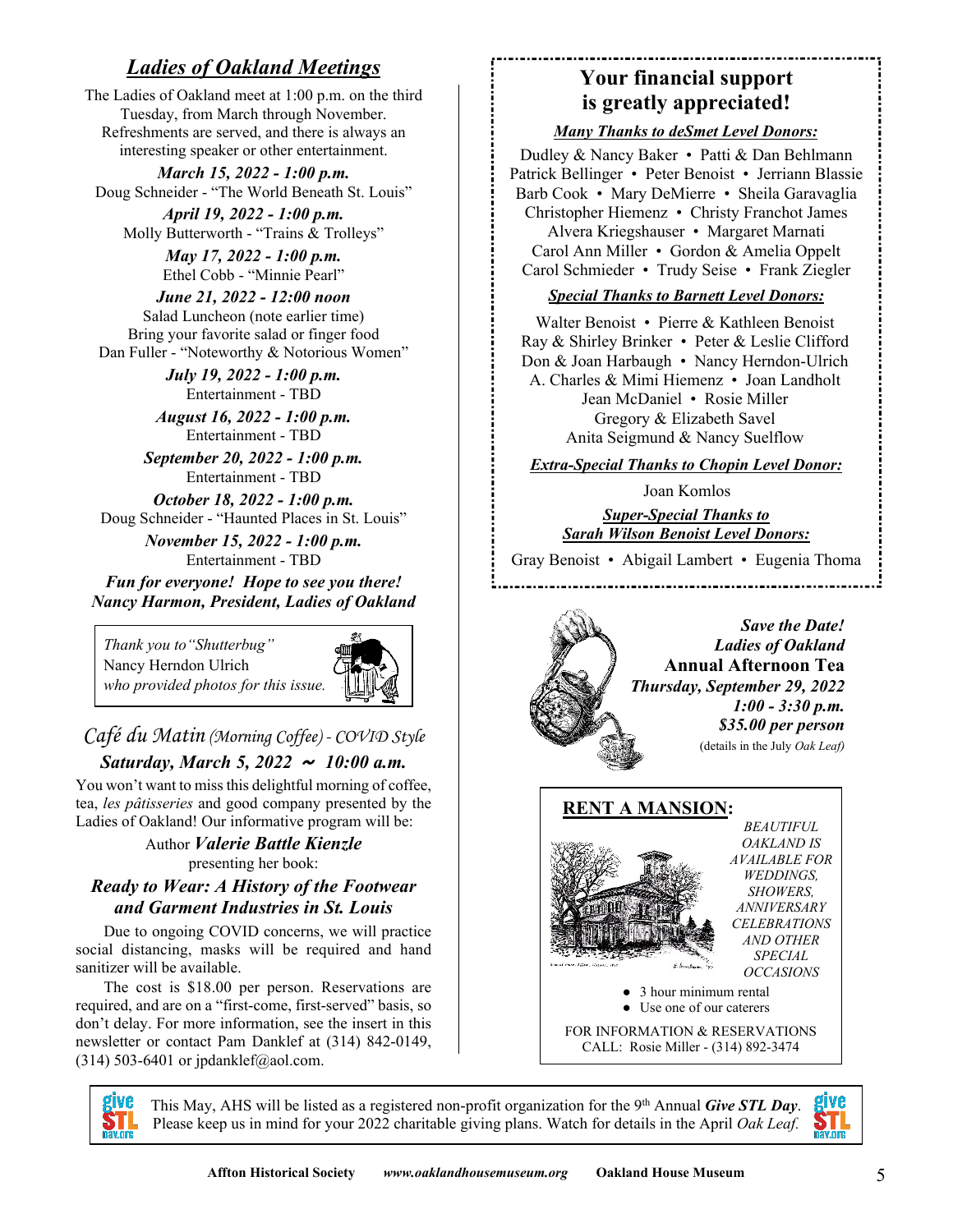## *Ladies of Oakland Meetings*

The Ladies of Oakland meet at 1:00 p.m. on the third Tuesday, from March through November. Refreshments are served, and there is always an interesting speaker or other entertainment.

***March 15, 2022 - 1:00 p.m.***
Doug Schneider - "The World Beneath St. Louis"

***April 19, 2022 - 1:00 p.m.***
Molly Butterworth - "Trains & Trolleys"

***May 17, 2022 - 1:00 p.m.***
Ethel Cobb - "Minnie Pearl"

***June 21, 2022 - 12:00 noon***
Salad Luncheon (note earlier time)
Bring your favorite salad or finger food
Dan Fuller - "Noteworthy & Notorious Women"

***July 19, 2022 - 1:00 p.m.***
Entertainment - TBD

***August 16, 2022 - 1:00 p.m.***
Entertainment - TBD

***September 20, 2022 - 1:00 p.m.***
Entertainment - TBD

***October 18, 2022 - 1:00 p.m.***
Doug Schneider - "Haunted Places in St. Louis"

***November 15, 2022 - 1:00 p.m.***
Entertainment - TBD

***Fun for everyone! Hope to see you there!***
***Nancy Harmon, President, Ladies of Oakland***

*Thank you to "Shutterbug"*
Nancy Herndon Ulrich
*who provided photos for this issue.*

## *Café du Matin (Morning Coffee) - COVID Style*

***Saturday, March 5, 2022 ~ 10:00 a.m.***

You won't want to miss this delightful morning of coffee, tea, *les pâtisseries* and good company presented by the Ladies of Oakland! Our informative program will be:

Author ***Valerie Battle Kienzle***
presenting her book:

***Ready to Wear: A History of the Footwear and Garment Industries in St. Louis***

Due to ongoing COVID concerns, we will practice social distancing, masks will be required and hand sanitizer will be available.

The cost is $18.00 per person. Reservations are required, and are on a "first-come, first-served" basis, so don't delay. For more information, see the insert in this newsletter or contact Pam Danklef at (314) 842-0149, (314) 503-6401 or jpdanklef@aol.com.

## Your financial support is greatly appreciated!

***Many Thanks to deSmet Level Donors:***

Dudley & Nancy Baker • Patti & Dan Behlmann
Patrick Bellinger • Peter Benoist • Jerriann Blassie
Barb Cook • Mary DeMierre • Sheila Garavaglia
Christopher Hiemenz • Christy Franchot James
Alvera Kriegshauser • Margaret Marnati
Carol Ann Miller • Gordon & Amelia Oppelt
Carol Schmieder • Trudy Seise • Frank Ziegler

***Special Thanks to Barnett Level Donors:***

Walter Benoist • Pierre & Kathleen Benoist
Ray & Shirley Brinker • Peter & Leslie Clifford
Don & Joan Harbaugh • Nancy Herndon-Ulrich
A. Charles & Mimi Hiemenz • Joan Landholt
Jean McDaniel • Rosie Miller
Gregory & Elizabeth Savel
Anita Seigmund & Nancy Suelflow

***Extra-Special Thanks to Chopin Level Donor:***

Joan Komlos

***Super-Special Thanks to Sarah Wilson Benoist Level Donors:***

Gray Benoist • Abigail Lambert • Eugenia Thoma

***Save the Date!***
***Ladies of Oakland***
**Annual Afternoon Tea**
***Thursday, September 29, 2022***
***1:00 - 3:30 p.m.***
***$35.00 per person***
(details in the July *Oak Leaf*)

## RENT A MANSION:

*BEAUTIFUL OAKLAND IS AVAILABLE FOR WEDDINGS, SHOWERS, ANNIVERSARY CELEBRATIONS AND OTHER SPECIAL OCCASIONS*

- 3 hour minimum rental
- Use one of our caterers

FOR INFORMATION & RESERVATIONS
CALL: Rosie Miller - (314) 892-3474

This May, AHS will be listed as a registered non-profit organization for the 9th Annual ***Give STL Day***. Please keep us in mind for your 2022 charitable giving plans. Watch for details in the April *Oak Leaf.*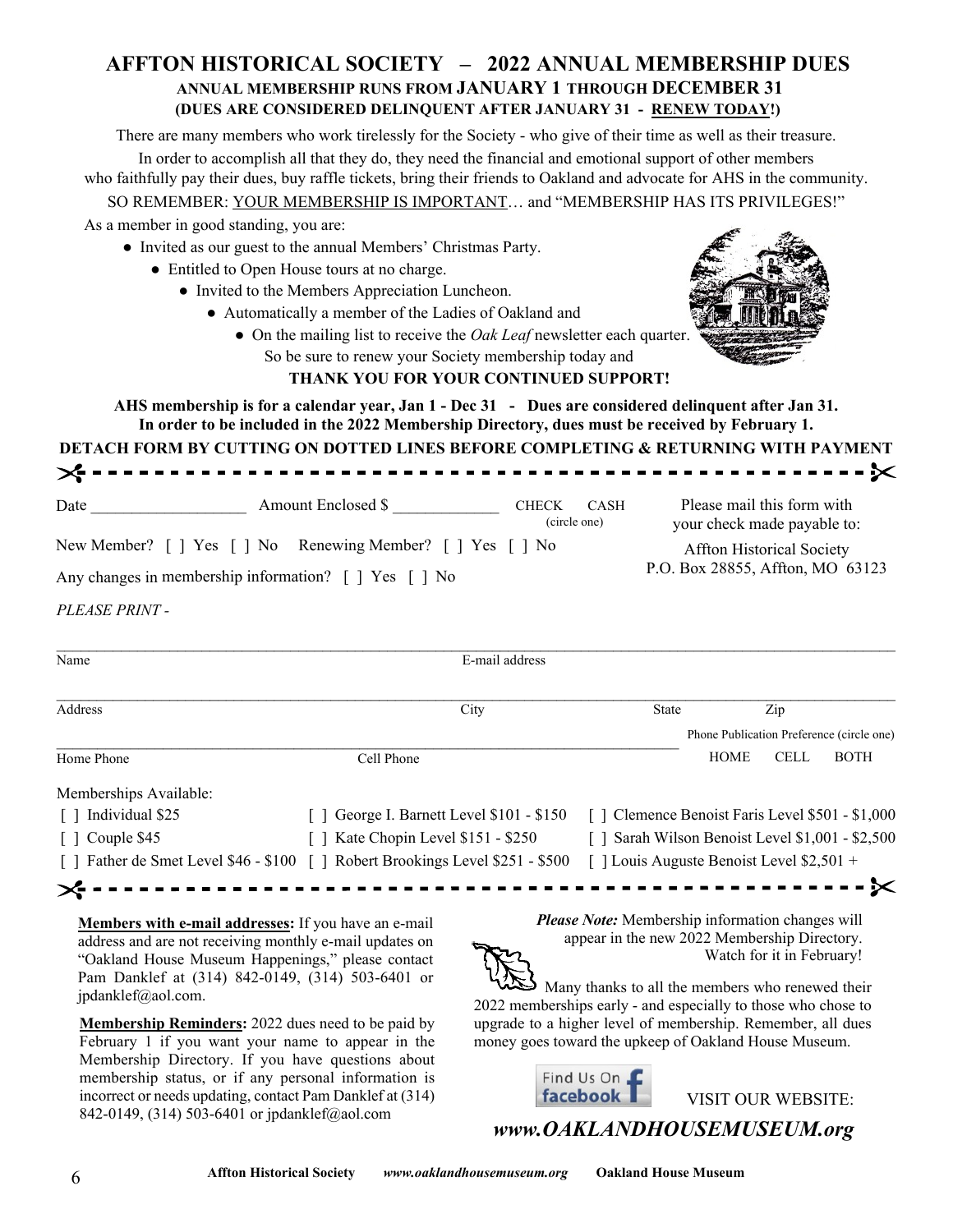# AFFTON HISTORICAL SOCIETY – 2022 ANNUAL MEMBERSHIP DUES

**ANNUAL MEMBERSHIP RUNS FROM JANUARY 1 THROUGH DECEMBER 31**
**(DUES ARE CONSIDERED DELINQUENT AFTER JANUARY 31 - RENEW TODAY!)**

There are many members who work tirelessly for the Society - who give of their time as well as their treasure. In order to accomplish all that they do, they need the financial and emotional support of other members who faithfully pay their dues, buy raffle tickets, bring their friends to Oakland and advocate for AHS in the community.

SO REMEMBER: YOUR MEMBERSHIP IS IMPORTANT… and "MEMBERSHIP HAS ITS PRIVILEGES!"

As a member in good standing, you are:

- Invited as our guest to the annual Members' Christmas Party.
- Entitled to Open House tours at no charge.
- Invited to the Members Appreciation Luncheon.
- Automatically a member of the Ladies of Oakland and
- On the mailing list to receive the *Oak Leaf* newsletter each quarter.

So be sure to renew your Society membership today and

**THANK YOU FOR YOUR CONTINUED SUPPORT!**

**AHS membership is for a calendar year, Jan 1 - Dec 31 - Dues are considered delinquent after Jan 31.**
**In order to be included in the 2022 Membership Directory, dues must be received by February 1.**

**DETACH FORM BY CUTTING ON DOTTED LINES BEFORE COMPLETING & RETURNING WITH PAYMENT**

---

Date ___________________ Amount Enclosed $ _____________ CHECK CASH (circle one)

New Member? [ ] Yes [ ] No Renewing Member? [ ] Yes [ ] No

Any changes in membership information? [ ] Yes [ ] No

Please mail this form with your check made payable to:
Affton Historical Society
P.O. Box 28855, Affton, MO 63123

*PLEASE PRINT -*

Name ____________________ E-mail address ____________________

Address ____________________ City ____________ State ______ Zip ______

Home Phone ____________________ Cell Phone ____________________

Phone Publication Preference (circle one) HOME CELL BOTH

Memberships Available:

[ ] Individual $25
[ ] Couple $45
[ ] Father de Smet Level $46 - $100
[ ] George I. Barnett Level $101 - $150
[ ] Kate Chopin Level $151 - $250
[ ] Robert Brookings Level $251 - $500
[ ] Clemence Benoist Faris Level $501 - $1,000
[ ] Sarah Wilson Benoist Level $1,001 - $2,500
[ ] Louis Auguste Benoist Level $2,501 +

---

**Members with e-mail addresses:** If you have an e-mail address and are not receiving monthly e-mail updates on "Oakland House Museum Happenings," please contact Pam Danklef at (314) 842-0149, (314) 503-6401 or jpdanklef@aol.com.

**Membership Reminders:** 2022 dues need to be paid by February 1 if you want your name to appear in the Membership Directory. If you have questions about membership status, or if any personal information is incorrect or needs updating, contact Pam Danklef at (314) 842-0149, (314) 503-6401 or jpdanklef@aol.com

***Please Note:*** Membership information changes will appear in the new 2022 Membership Directory. Watch for it in February!

Many thanks to all the members who renewed their 2022 memberships early - and especially to those who chose to upgrade to a higher level of membership. Remember, all dues money goes toward the upkeep of Oakland House Museum.

Find Us On facebook

VISIT OUR WEBSITE:

***www.OAKLANDHOUSEMUSEUM.org***